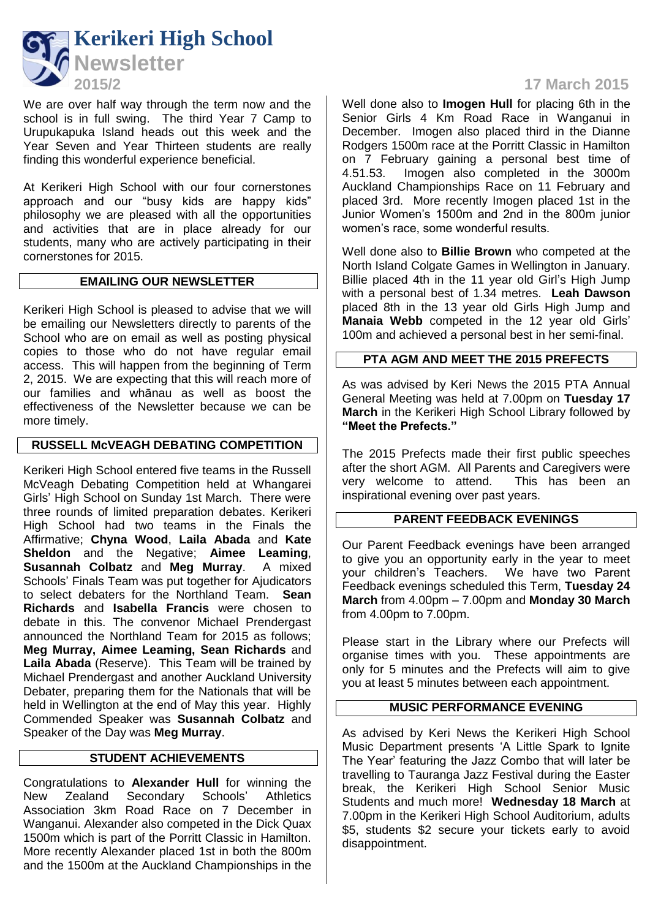# Kerikeri High School Newsletter

**2015/2** **17 March 2015**

We are over half way through the term now and the school is in full swing. The third Year 7 Camp to Urupukapuka Island heads out this week and the Year Seven and Year Thirteen students are really finding this wonderful experience beneficial.

At Kerikeri High School with our four cornerstones approach and our "busy kids are happy kids" philosophy we are pleased with all the opportunities and activities that are in place already for our students, many who are actively participating in their cornerstones for 2015.

## EMAILING OUR NEWSLETTER

Kerikeri High School is pleased to advise that we will be emailing our Newsletters directly to parents of the School who are on email as well as posting physical copies to those who do not have regular email access. This will happen from the beginning of Term 2, 2015. We are expecting that this will reach more of our families and whānau as well as boost the effectiveness of the Newsletter because we can be more timely.

## RUSSELL McVEAGH DEBATING COMPETITION

Kerikeri High School entered five teams in the Russell McVeagh Debating Competition held at Whangarei Girls' High School on Sunday 1st March. There were three rounds of limited preparation debates. Kerikeri High School had two teams in the Finals the Affirmative; **Chyna Wood**, **Laila Abada** and **Kate Sheldon** and the Negative; **Aimee Leaming**, **Susannah Colbatz** and **Meg Murray**. A mixed Schools' Finals Team was put together for Ajudicators to select debaters for the Northland Team. **Sean Richards** and **Isabella Francis** were chosen to debate in this. The convenor Michael Prendergast announced the Northland Team for 2015 as follows; **Meg Murray, Aimee Leaming, Sean Richards** and **Laila Abada** (Reserve). This Team will be trained by Michael Prendergast and another Auckland University Debater, preparing them for the Nationals that will be held in Wellington at the end of May this year. Highly Commended Speaker was **Susannah Colbatz** and Speaker of the Day was **Meg Murray**.

## STUDENT ACHIEVEMENTS

Congratulations to **Alexander Hull** for winning the New Zealand Secondary Schools' Athletics Association 3km Road Race on 7 December in Wanganui. Alexander also competed in the Dick Quax 1500m which is part of the Porritt Classic in Hamilton. More recently Alexander placed 1st in both the 800m and the 1500m at the Auckland Championships in the

Well done also to **Imogen Hull** for placing 6th in the Senior Girls 4 Km Road Race in Wanganui in December. Imogen also placed third in the Dianne Rodgers 1500m race at the Porritt Classic in Hamilton on 7 February gaining a personal best time of 4.51.53. Imogen also completed in the 3000m Auckland Championships Race on 11 February and placed 3rd. More recently Imogen placed 1st in the Junior Women's 1500m and 2nd in the 800m junior women's race, some wonderful results.

Well done also to **Billie Brown** who competed at the North Island Colgate Games in Wellington in January. Billie placed 4th in the 11 year old Girl's High Jump with a personal best of 1.34 metres. **Leah Dawson** placed 8th in the 13 year old Girls High Jump and **Manaia Webb** competed in the 12 year old Girls' 100m and achieved a personal best in her semi-final.

## PTA AGM AND MEET THE 2015 PREFECTS

As was advised by Keri News the 2015 PTA Annual General Meeting was held at 7.00pm on **Tuesday 17 March** in the Kerikeri High School Library followed by **"Meet the Prefects."**

The 2015 Prefects made their first public speeches after the short AGM. All Parents and Caregivers were very welcome to attend. This has been an inspirational evening over past years.

## PARENT FEEDBACK EVENINGS

Our Parent Feedback evenings have been arranged to give you an opportunity early in the year to meet your children's Teachers. We have two Parent Feedback evenings scheduled this Term, **Tuesday 24 March** from 4.00pm – 7.00pm and **Monday 30 March** from 4.00pm to 7.00pm.

Please start in the Library where our Prefects will organise times with you. These appointments are only for 5 minutes and the Prefects will aim to give you at least 5 minutes between each appointment.

## MUSIC PERFORMANCE EVENING

As advised by Keri News the Kerikeri High School Music Department presents 'A Little Spark to Ignite The Year' featuring the Jazz Combo that will later be travelling to Tauranga Jazz Festival during the Easter break, the Kerikeri High School Senior Music Students and much more! **Wednesday 18 March** at 7.00pm in the Kerikeri High School Auditorium, adults \$5, students \$2 secure your tickets early to avoid disappointment.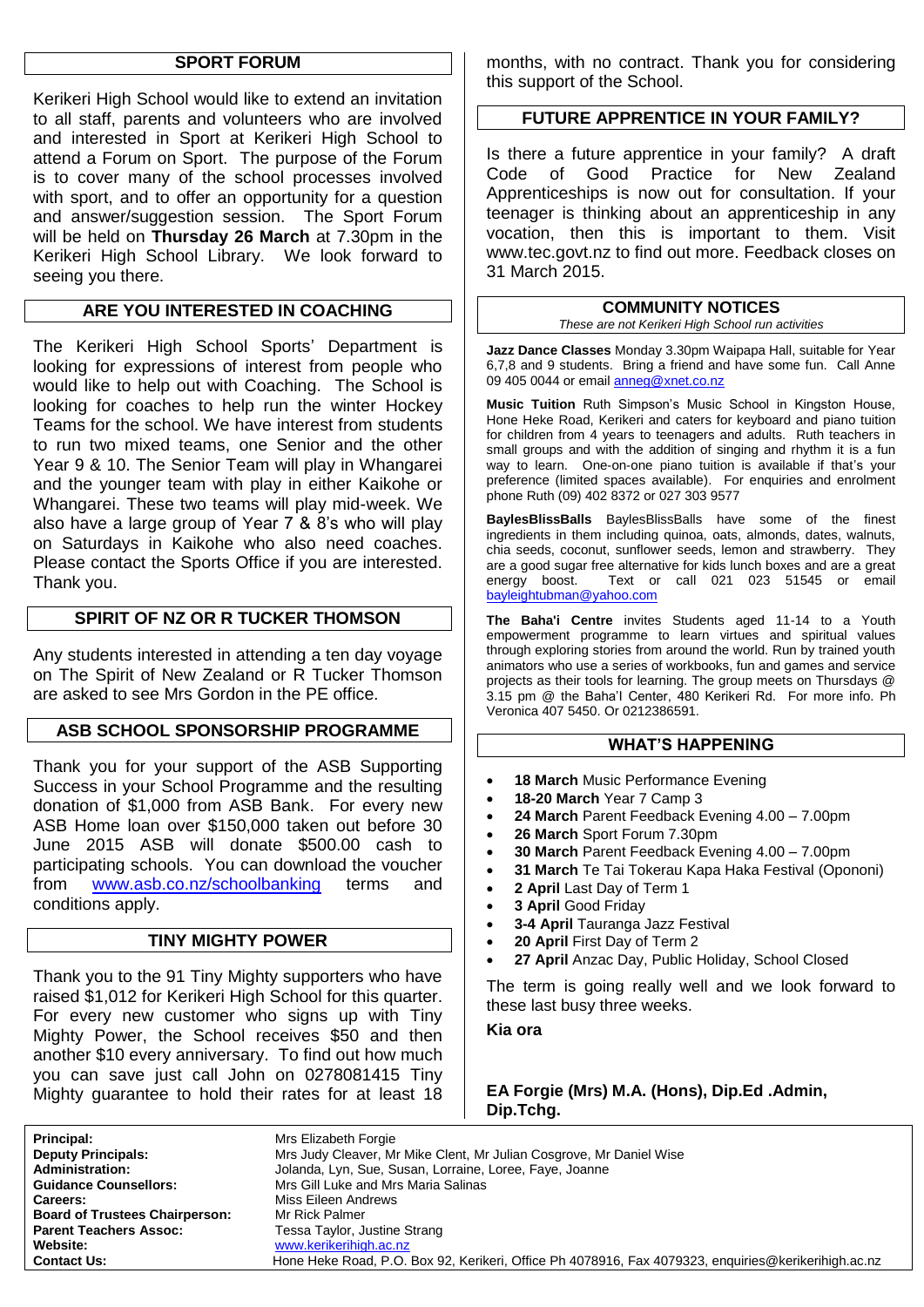## SPORT FORUM

Kerikeri High School would like to extend an invitation to all staff, parents and volunteers who are involved and interested in Sport at Kerikeri High School to attend a Forum on Sport. The purpose of the Forum is to cover many of the school processes involved with sport, and to offer an opportunity for a question and answer/suggestion session. The Sport Forum will be held on **Thursday 26 March** at 7.30pm in the Kerikeri High School Library. We look forward to seeing you there.

## ARE YOU INTERESTED IN COACHING

The Kerikeri High School Sports' Department is looking for expressions of interest from people who would like to help out with Coaching. The School is looking for coaches to help run the winter Hockey Teams for the school. We have interest from students to run two mixed teams, one Senior and the other Year 9 & 10. The Senior Team will play in Whangarei and the younger team with play in either Kaikohe or Whangarei. These two teams will play mid-week. We also have a large group of Year 7 & 8's who will play on Saturdays in Kaikohe who also need coaches. Please contact the Sports Office if you are interested. Thank you.

## SPIRIT OF NZ OR R TUCKER THOMSON

Any students interested in attending a ten day voyage on The Spirit of New Zealand or R Tucker Thomson are asked to see Mrs Gordon in the PE office.

## ASB SCHOOL SPONSORSHIP PROGRAMME

Thank you for your support of the ASB Supporting Success in your School Programme and the resulting donation of $1,000 from ASB Bank. For every new ASB Home loan over $150,000 taken out before 30 June 2015 ASB will donate $500.00 cash to participating schools. You can download the voucher from www.asb.co.nz/schoolbanking terms and conditions apply.

## TINY MIGHTY POWER

Thank you to the 91 Tiny Mighty supporters who have raised $1,012 for Kerikeri High School for this quarter. For every new customer who signs up with Tiny Mighty Power, the School receives $50 and then another $10 every anniversary. To find out how much you can save just call John on 0278081415 Tiny Mighty guarantee to hold their rates for at least 18 months, with no contract. Thank you for considering this support of the School.

## FUTURE APPRENTICE IN YOUR FAMILY?

Is there a future apprentice in your family? A draft Code of Good Practice for New Zealand Apprenticeships is now out for consultation. If your teenager is thinking about an apprenticeship in any vocation, then this is important to them. Visit www.tec.govt.nz to find out more. Feedback closes on 31 March 2015.

## COMMUNITY NOTICES

*These are not Kerikeri High School run activities*

**Jazz Dance Classes** Monday 3.30pm Waipapa Hall, suitable for Year 6,7,8 and 9 students. Bring a friend and have some fun. Call Anne 09 405 0044 or email anneg@xnet.co.nz

**Music Tuition** Ruth Simpson's Music School in Kingston House, Hone Heke Road, Kerikeri and caters for keyboard and piano tuition for children from 4 years to teenagers and adults. Ruth teachers in small groups and with the addition of singing and rhythm it is a fun way to learn. One-on-one piano tuition is available if that's your preference (limited spaces available). For enquiries and enrolment phone Ruth (09) 402 8372 or 027 303 9577

**BaylesBlissBalls** BaylesBlissBalls have some of the finest ingredients in them including quinoa, oats, almonds, dates, walnuts, chia seeds, coconut, sunflower seeds, lemon and strawberry. They are a good sugar free alternative for kids lunch boxes and are a great energy boost. Text or call 021 023 51545 or email bayleightubman@yahoo.com

**The Baha'i Centre** invites Students aged 11-14 to a Youth empowerment programme to learn virtues and spiritual values through exploring stories from around the world. Run by trained youth animators who use a series of workbooks, fun and games and service projects as their tools for learning. The group meets on Thursdays @ 3.15 pm @ the Baha'I Center, 480 Kerikeri Rd. For more info. Ph Veronica 407 5450. Or 0212386591.

## WHAT'S HAPPENING

- **18 March** Music Performance Evening
- **18-20 March** Year 7 Camp 3
- **24 March** Parent Feedback Evening 4.00 – 7.00pm
- **26 March** Sport Forum 7.30pm
- **30 March** Parent Feedback Evening 4.00 – 7.00pm
- **31 March** Te Tai Tokerau Kapa Haka Festival (Opononi)
- **2 April** Last Day of Term 1
- **3 April** Good Friday
- **3-4 April** Tauranga Jazz Festival
- **20 April** First Day of Term 2
- **27 April** Anzac Day, Public Holiday, School Closed

The term is going really well and we look forward to these last busy three weeks.

**Kia ora**

**EA Forgie (Mrs) M.A. (Hons), Dip.Ed .Admin, Dip.Tchg.**

| | |
|---|---|
| **Principal:** | Mrs Elizabeth Forgie |
| **Deputy Principals:** | Mrs Judy Cleaver, Mr Mike Clent, Mr Julian Cosgrove, Mr Daniel Wise |
| **Administration:** | Jolanda, Lyn, Sue, Susan, Lorraine, Loree, Faye, Joanne |
| **Guidance Counsellors:** | Mrs Gill Luke and Mrs Maria Salinas |
| **Careers:** | Miss Eileen Andrews |
| **Board of Trustees Chairperson:** | Mr Rick Palmer |
| **Parent Teachers Assoc:** | Tessa Taylor, Justine Strang |
| **Website:** | www.kerikerihigh.ac.nz |
| **Contact Us:** | Hone Heke Road, P.O. Box 92, Kerikeri, Office Ph 4078916, Fax 4079323, enquiries@kerikerihigh.ac.nz |